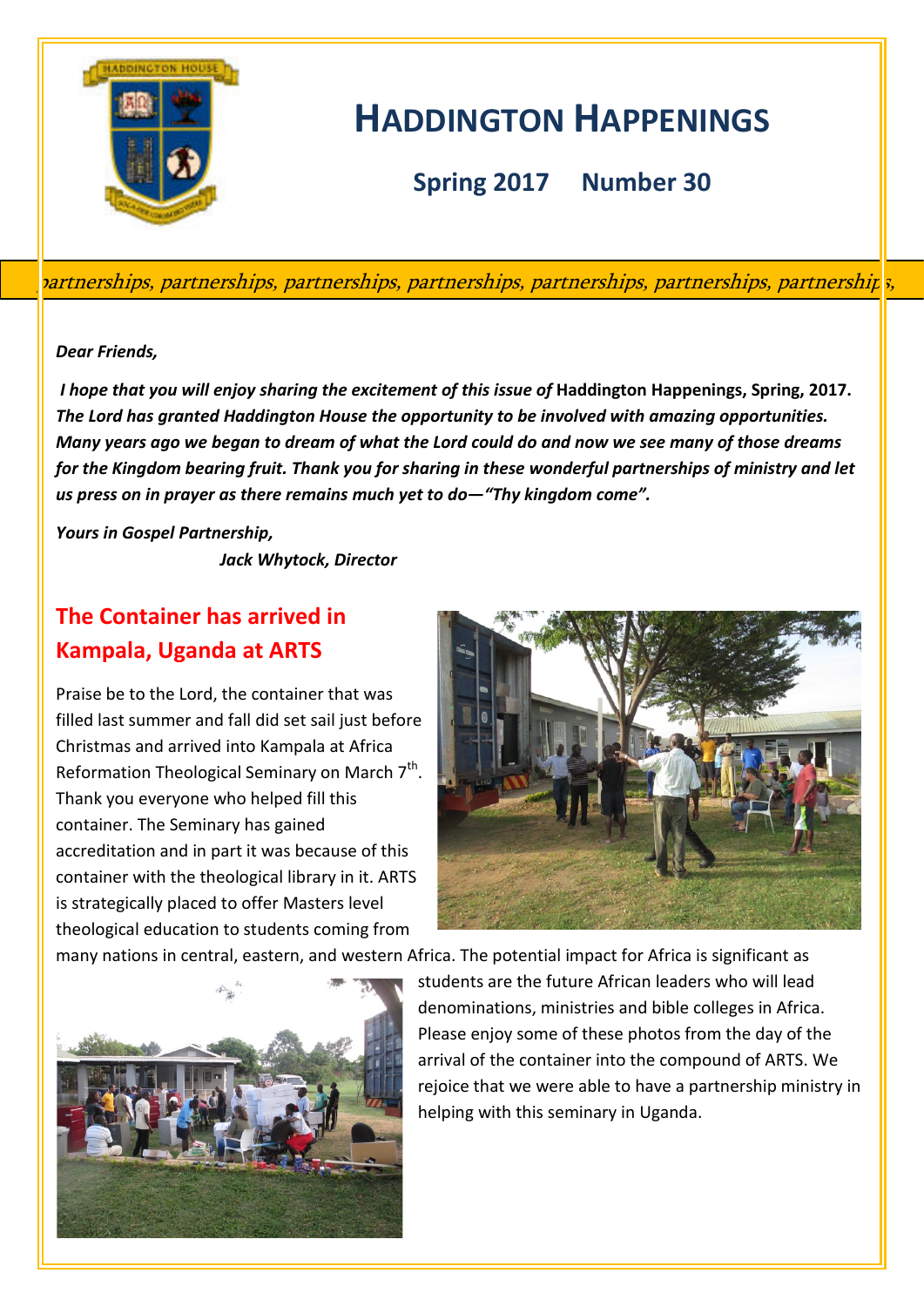# HADDINGTON HAPPENINGS

**Spring 2017 Number 30**

*partnerships, partnerships, partnerships, partnerships, partnerships, partnerships, partnerships,*

***Dear Friends,***

***I hope that you will enjoy sharing the excitement of this issue of* Haddington Happenings, Spring, 2017.** ***The Lord has granted Haddington House the opportunity to be involved with amazing opportunities. Many years ago we began to dream of what the Lord could do and now we see many of those dreams for the Kingdom bearing fruit. Thank you for sharing in these wonderful partnerships of ministry and let us press on in prayer as there remains much yet to do—"Thy kingdom come".***

***Yours in Gospel Partnership,***

***Jack Whytock, Director***

## The Container has arrived in Kampala, Uganda at ARTS

Praise be to the Lord, the container that was filled last summer and fall did set sail just before Christmas and arrived into Kampala at Africa Reformation Theological Seminary on March 7th. Thank you everyone who helped fill this container. The Seminary has gained accreditation and in part it was because of this container with the theological library in it. ARTS is strategically placed to offer Masters level theological education to students coming from many nations in central, eastern, and western Africa. The potential impact for Africa is significant as students are the future African leaders who will lead denominations, ministries and bible colleges in Africa. Please enjoy some of these photos from the day of the arrival of the container into the compound of ARTS. We rejoice that we were able to have a partnership ministry in helping with this seminary in Uganda.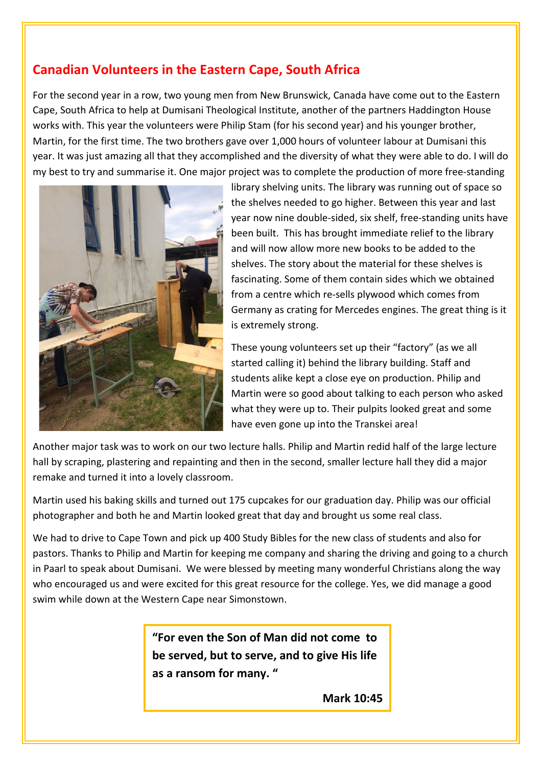## Canadian Volunteers in the Eastern Cape, South Africa

For the second year in a row, two young men from New Brunswick, Canada have come out to the Eastern Cape, South Africa to help at Dumisani Theological Institute, another of the partners Haddington House works with. This year the volunteers were Philip Stam (for his second year) and his younger brother, Martin, for the first time. The two brothers gave over 1,000 hours of volunteer labour at Dumisani this year. It was just amazing all that they accomplished and the diversity of what they were able to do. I will do my best to try and summarise it. One major project was to complete the production of more free-standing library shelving units. The library was running out of space so the shelves needed to go higher. Between this year and last year now nine double-sided, six shelf, free-standing units have been built. This has brought immediate relief to the library and will now allow more new books to be added to the shelves. The story about the material for these shelves is fascinating. Some of them contain sides which we obtained from a centre which re-sells plywood which comes from Germany as crating for Mercedes engines. The great thing is it is extremely strong.

These young volunteers set up their "factory" (as we all started calling it) behind the library building. Staff and students alike kept a close eye on production. Philip and Martin were so good about talking to each person who asked what they were up to. Their pulpits looked great and some have even gone up into the Transkei area!

Another major task was to work on our two lecture halls. Philip and Martin redid half of the large lecture hall by scraping, plastering and repainting and then in the second, smaller lecture hall they did a major remake and turned it into a lovely classroom.

Martin used his baking skills and turned out 175 cupcakes for our graduation day. Philip was our official photographer and both he and Martin looked great that day and brought us some real class.

We had to drive to Cape Town and pick up 400 Study Bibles for the new class of students and also for pastors. Thanks to Philip and Martin for keeping me company and sharing the driving and going to a church in Paarl to speak about Dumisani. We were blessed by meeting many wonderful Christians along the way who encouraged us and were excited for this great resource for the college. Yes, we did manage a good swim while down at the Western Cape near Simonstown.

> **"For even the Son of Man did not come to be served, but to serve, and to give His life as a ransom for many. "**
>
> **Mark 10:45**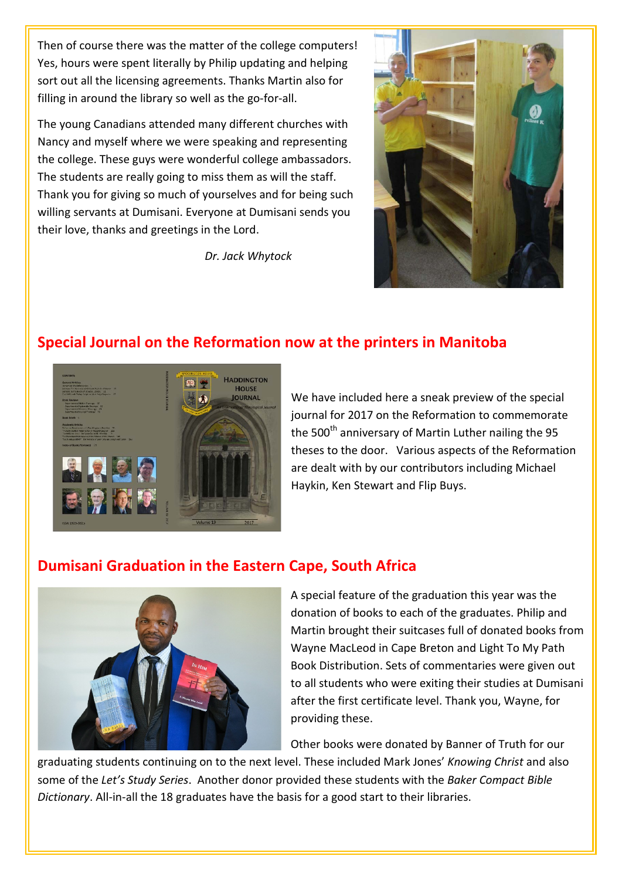Then of course there was the matter of the college computers! Yes, hours were spent literally by Philip updating and helping sort out all the licensing agreements. Thanks Martin also for filling in around the library so well as the go-for-all.

The young Canadians attended many different churches with Nancy and myself where we were speaking and representing the college. These guys were wonderful college ambassadors. The students are really going to miss them as will the staff. Thank you for giving so much of yourselves and for being such willing servants at Dumisani. Everyone at Dumisani sends you their love, thanks and greetings in the Lord.

*Dr. Jack Whytock*

## Special Journal on the Reformation now at the printers in Manitoba

We have included here a sneak preview of the special journal for 2017 on the Reformation to commemorate the 500th anniversary of Martin Luther nailing the 95 theses to the door. Various aspects of the Reformation are dealt with by our contributors including Michael Haykin, Ken Stewart and Flip Buys.

## Dumisani Graduation in the Eastern Cape, South Africa

A special feature of the graduation this year was the donation of books to each of the graduates. Philip and Martin brought their suitcases full of donated books from Wayne MacLeod in Cape Breton and Light To My Path Book Distribution. Sets of commentaries were given out to all students who were exiting their studies at Dumisani after the first certificate level. Thank you, Wayne, for providing these.

Other books were donated by Banner of Truth for our graduating students continuing on to the next level. These included Mark Jones' *Knowing Christ* and also some of the *Let's Study Series*. Another donor provided these students with the *Baker Compact Bible Dictionary*. All-in-all the 18 graduates have the basis for a good start to their libraries.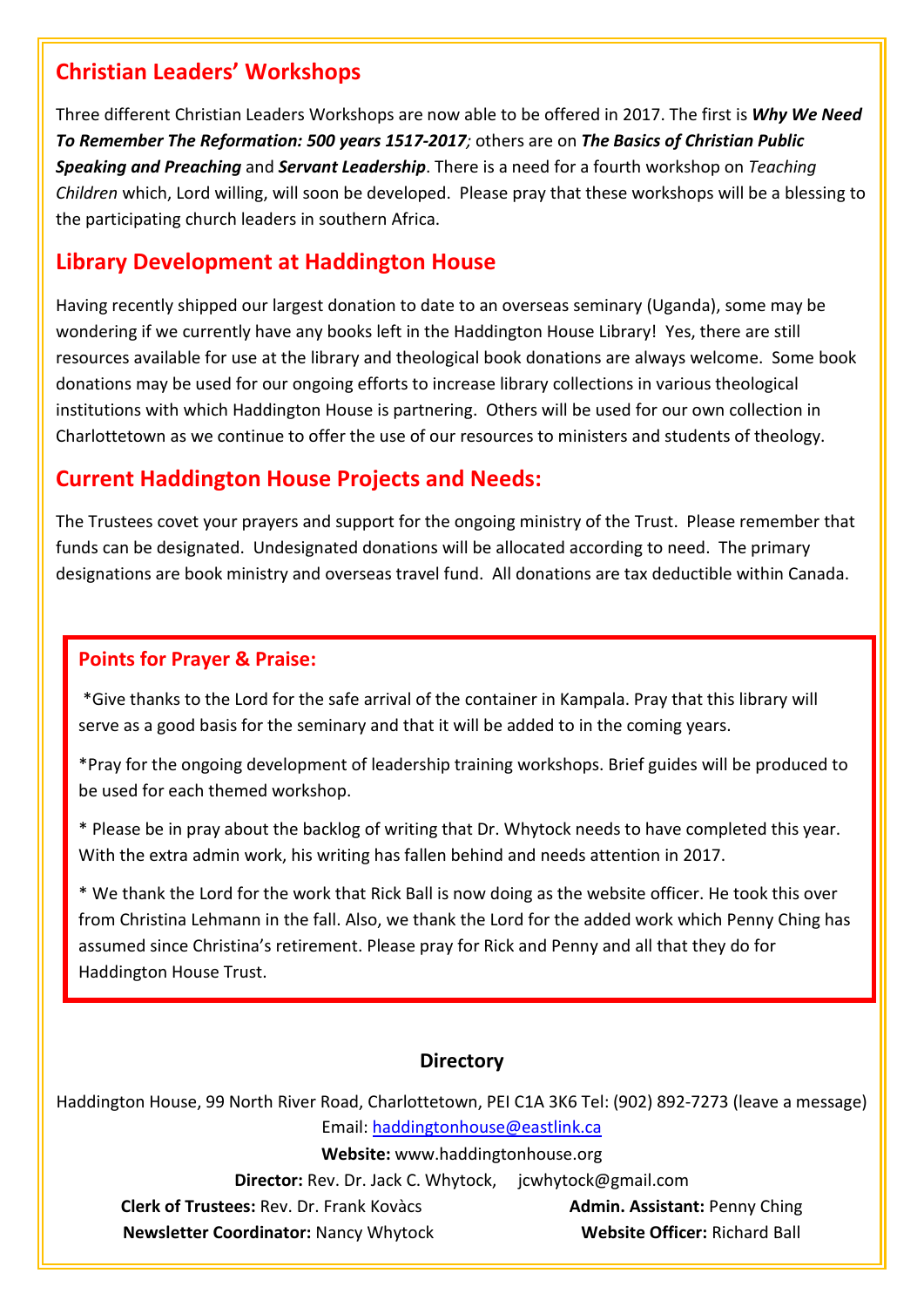## Christian Leaders' Workshops

Three different Christian Leaders Workshops are now able to be offered in 2017. The first is ***Why We Need To Remember The Reformation: 500 years 1517-2017****;* others are on ***The Basics of Christian Public Speaking and Preaching*** and ***Servant Leadership***. There is a need for a fourth workshop on *Teaching Children* which, Lord willing, will soon be developed. Please pray that these workshops will be a blessing to the participating church leaders in southern Africa.

## Library Development at Haddington House

Having recently shipped our largest donation to date to an overseas seminary (Uganda), some may be wondering if we currently have any books left in the Haddington House Library! Yes, there are still resources available for use at the library and theological book donations are always welcome. Some book donations may be used for our ongoing efforts to increase library collections in various theological institutions with which Haddington House is partnering. Others will be used for our own collection in Charlottetown as we continue to offer the use of our resources to ministers and students of theology.

## Current Haddington House Projects and Needs:

The Trustees covet your prayers and support for the ongoing ministry of the Trust. Please remember that funds can be designated. Undesignated donations will be allocated according to need. The primary designations are book ministry and overseas travel fund. All donations are tax deductible within Canada.

### Points for Prayer & Praise:

*Give thanks to the Lord for the safe arrival of the container in Kampala. Pray that this library will serve as a good basis for the seminary and that it will be added to in the coming years.

*Pray for the ongoing development of leadership training workshops. Brief guides will be produced to be used for each themed workshop.

* Please be in pray about the backlog of writing that Dr. Whytock needs to have completed this year. With the extra admin work, his writing has fallen behind and needs attention in 2017.

* We thank the Lord for the work that Rick Ball is now doing as the website officer. He took this over from Christina Lehmann in the fall. Also, we thank the Lord for the added work which Penny Ching has assumed since Christina's retirement. Please pray for Rick and Penny and all that they do for Haddington House Trust.

### Directory

Haddington House, 99 North River Road, Charlottetown, PEI C1A 3K6 Tel: (902) 892-7273 (leave a message)

Email: haddingtonhouse@eastlink.ca

**Website:** www.haddingtonhouse.org

**Director:** Rev. Dr. Jack C. Whytock, jcwhytock@gmail.com

**Clerk of Trustees:** Rev. Dr. Frank Kovàcs

**Admin. Assistant:** Penny Ching

**Newsletter Coordinator:** Nancy Whytock

**Website Officer:** Richard Ball